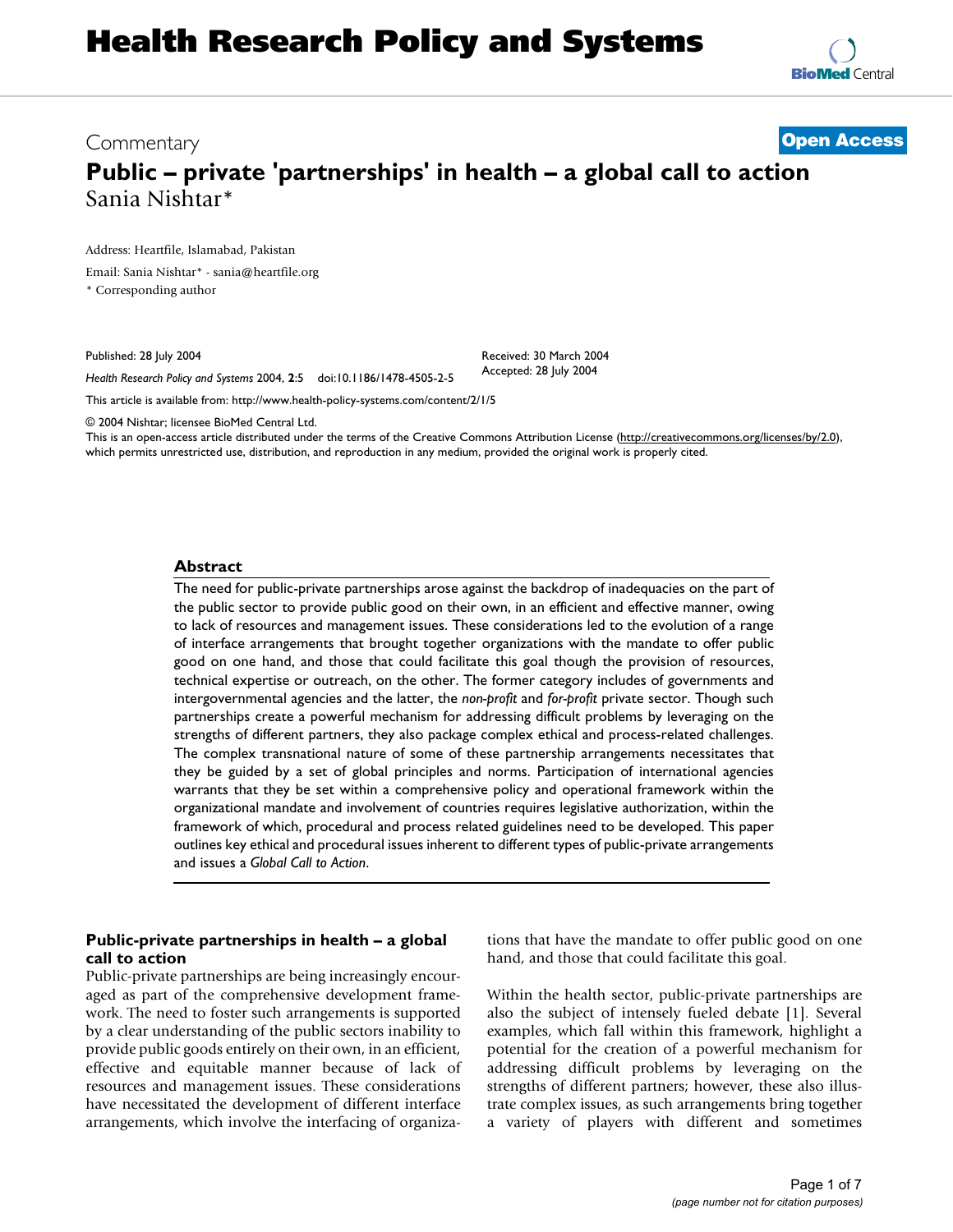# Health Research Policy and Systems

Commentary

**Open Access**

# Public – private 'partnerships' in health – a global call to action

Sania Nishtar*

Address: Heartfile, Islamabad, Pakistan

Email: Sania Nishtar* - sania@heartfile.org

\* Corresponding author

Published: 28 July 2004

*Health Research Policy and Systems* 2004, **2**:5 doi:10.1186/1478-4505-2-5

Received: 30 March 2004

Accepted: 28 July 2004

This article is available from: http://www.health-policy-systems.com/content/2/1/5

© 2004 Nishtar; licensee BioMed Central Ltd.

This is an open-access article distributed under the terms of the Creative Commons Attribution License (http://creativecommons.org/licenses/by/2.0), which permits unrestricted use, distribution, and reproduction in any medium, provided the original work is properly cited.

## Abstract

The need for public-private partnerships arose against the backdrop of inadequacies on the part of the public sector to provide public good on their own, in an efficient and effective manner, owing to lack of resources and management issues. These considerations led to the evolution of a range of interface arrangements that brought together organizations with the mandate to offer public good on one hand, and those that could facilitate this goal though the provision of resources, technical expertise or outreach, on the other. The former category includes of governments and intergovernmental agencies and the latter, the *non-profit* and *for-profit* private sector. Though such partnerships create a powerful mechanism for addressing difficult problems by leveraging on the strengths of different partners, they also package complex ethical and process-related challenges. The complex transnational nature of some of these partnership arrangements necessitates that they be guided by a set of global principles and norms. Participation of international agencies warrants that they be set within a comprehensive policy and operational framework within the organizational mandate and involvement of countries requires legislative authorization, within the framework of which, procedural and process related guidelines need to be developed. This paper outlines key ethical and procedural issues inherent to different types of public-private arrangements and issues a *Global Call to Action*.

## Public-private partnerships in health – a global call to action

Public-private partnerships are being increasingly encouraged as part of the comprehensive development framework. The need to foster such arrangements is supported by a clear understanding of the public sectors inability to provide public goods entirely on their own, in an efficient, effective and equitable manner because of lack of resources and management issues. These considerations have necessitated the development of different interface arrangements, which involve the interfacing of organizations that have the mandate to offer public good on one hand, and those that could facilitate this goal.

Within the health sector, public-private partnerships are also the subject of intensely fueled debate [1]. Several examples, which fall within this framework, highlight a potential for the creation of a powerful mechanism for addressing difficult problems by leveraging on the strengths of different partners; however, these also illustrate complex issues, as such arrangements bring together a variety of players with different and sometimes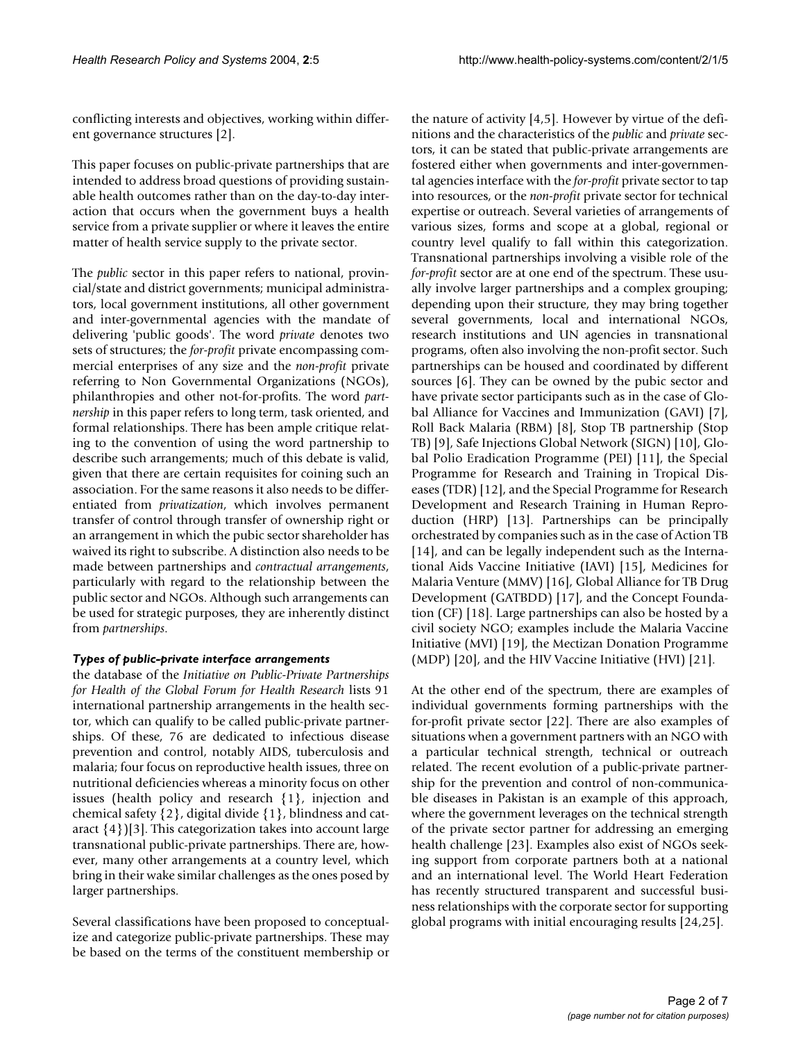conflicting interests and objectives, working within different governance structures [2].

This paper focuses on public-private partnerships that are intended to address broad questions of providing sustainable health outcomes rather than on the day-to-day interaction that occurs when the government buys a health service from a private supplier or where it leaves the entire matter of health service supply to the private sector.

The *public* sector in this paper refers to national, provincial/state and district governments; municipal administrators, local government institutions, all other government and inter-governmental agencies with the mandate of delivering 'public goods'. The word *private* denotes two sets of structures; the *for-profit* private encompassing commercial enterprises of any size and the *non-profit* private referring to Non Governmental Organizations (NGOs), philanthropies and other not-for-profits. The word *partnership* in this paper refers to long term, task oriented, and formal relationships. There has been ample critique relating to the convention of using the word partnership to describe such arrangements; much of this debate is valid, given that there are certain requisites for coining such an association. For the same reasons it also needs to be differentiated from *privatization*, which involves permanent transfer of control through transfer of ownership right or an arrangement in which the pubic sector shareholder has waived its right to subscribe. A distinction also needs to be made between partnerships and *contractual arrangements*, particularly with regard to the relationship between the public sector and NGOs. Although such arrangements can be used for strategic purposes, they are inherently distinct from *partnerships*.

### *Types of public-private interface arrangements*

the database of the *Initiative on Public-Private Partnerships for Health of the Global Forum for Health Research* lists 91 international partnership arrangements in the health sector, which can qualify to be called public-private partnerships. Of these, 76 are dedicated to infectious disease prevention and control, notably AIDS, tuberculosis and malaria; four focus on reproductive health issues, three on nutritional deficiencies whereas a minority focus on other issues (health policy and research {1}, injection and chemical safety {2}, digital divide {1}, blindness and cataract {4})[3]. This categorization takes into account large transnational public-private partnerships. There are, however, many other arrangements at a country level, which bring in their wake similar challenges as the ones posed by larger partnerships.

Several classifications have been proposed to conceptualize and categorize public-private partnerships. These may be based on the terms of the constituent membership or the nature of activity [4,5]. However by virtue of the definitions and the characteristics of the *public* and *private* sectors, it can be stated that public-private arrangements are fostered either when governments and inter-governmental agencies interface with the *for-profit* private sector to tap into resources, or the *non-profit* private sector for technical expertise or outreach. Several varieties of arrangements of various sizes, forms and scope at a global, regional or country level qualify to fall within this categorization. Transnational partnerships involving a visible role of the *for-profit* sector are at one end of the spectrum. These usually involve larger partnerships and a complex grouping; depending upon their structure, they may bring together several governments, local and international NGOs, research institutions and UN agencies in transnational programs, often also involving the non-profit sector. Such partnerships can be housed and coordinated by different sources [6]. They can be owned by the pubic sector and have private sector participants such as in the case of Global Alliance for Vaccines and Immunization (GAVI) [7], Roll Back Malaria (RBM) [8], Stop TB partnership (Stop TB) [9], Safe Injections Global Network (SIGN) [10], Global Polio Eradication Programme (PEI) [11], the Special Programme for Research and Training in Tropical Diseases (TDR) [12], and the Special Programme for Research Development and Research Training in Human Reproduction (HRP) [13]. Partnerships can be principally orchestrated by companies such as in the case of Action TB [14], and can be legally independent such as the International Aids Vaccine Initiative (IAVI) [15], Medicines for Malaria Venture (MMV) [16], Global Alliance for TB Drug Development (GATBDD) [17], and the Concept Foundation (CF) [18]. Large partnerships can also be hosted by a civil society NGO; examples include the Malaria Vaccine Initiative (MVI) [19], the Mectizan Donation Programme (MDP) [20], and the HIV Vaccine Initiative (HVI) [21].

At the other end of the spectrum, there are examples of individual governments forming partnerships with the for-profit private sector [22]. There are also examples of situations when a government partners with an NGO with a particular technical strength, technical or outreach related. The recent evolution of a public-private partnership for the prevention and control of non-communicable diseases in Pakistan is an example of this approach, where the government leverages on the technical strength of the private sector partner for addressing an emerging health challenge [23]. Examples also exist of NGOs seeking support from corporate partners both at a national and an international level. The World Heart Federation has recently structured transparent and successful business relationships with the corporate sector for supporting global programs with initial encouraging results [24,25].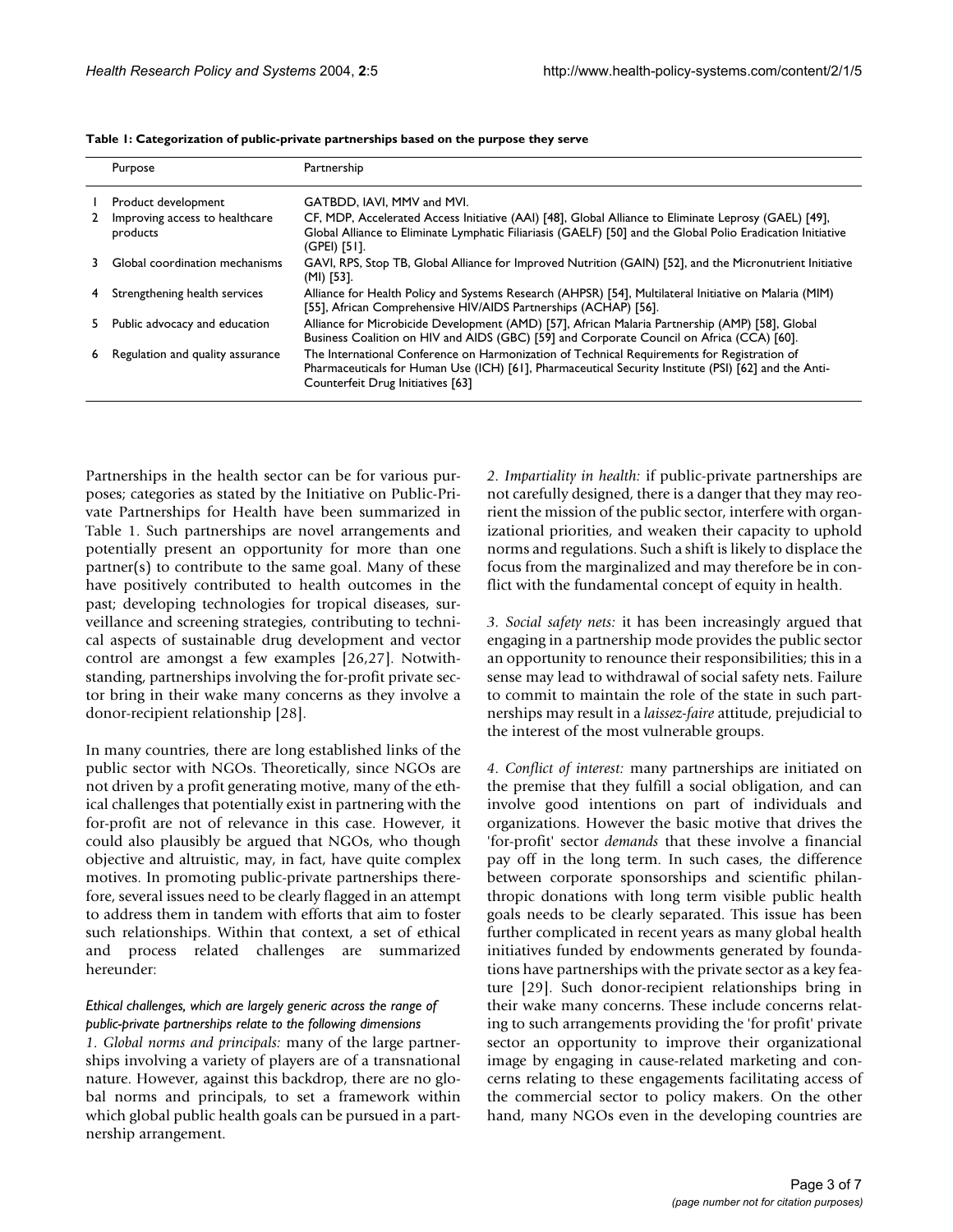**Table 1: Categorization of public-private partnerships based on the purpose they serve**

| | Purpose | Partnership |
|---|---|---|
| 1 | Product development | GATBDD, IAVI, MMV and MVI. |
| 2 | Improving access to healthcare products | CF, MDP, Accelerated Access Initiative (AAI) [48], Global Alliance to Eliminate Leprosy (GAEL) [49], Global Alliance to Eliminate Lymphatic Filiariasis (GAELF) [50] and the Global Polio Eradication Initiative (GPEI) [51]. |
| 3 | Global coordination mechanisms | GAVI, RPS, Stop TB, Global Alliance for Improved Nutrition (GAIN) [52], and the Micronutrient Initiative (MI) [53]. |
| 4 | Strengthening health services | Alliance for Health Policy and Systems Research (AHPSR) [54], Multilateral Initiative on Malaria (MIM) [55], African Comprehensive HIV/AIDS Partnerships (ACHAP) [56]. |
| 5 | Public advocacy and education | Alliance for Microbicide Development (AMD) [57], African Malaria Partnership (AMP) [58], Global Business Coalition on HIV and AIDS (GBC) [59] and Corporate Council on Africa (CCA) [60]. |
| 6 | Regulation and quality assurance | The International Conference on Harmonization of Technical Requirements for Registration of Pharmaceuticals for Human Use (ICH) [61], Pharmaceutical Security Institute (PSI) [62] and the Anti-Counterfeit Drug Initiatives [63] |

Partnerships in the health sector can be for various purposes; categories as stated by the Initiative on Public-Private Partnerships for Health have been summarized in Table 1. Such partnerships are novel arrangements and potentially present an opportunity for more than one partner(s) to contribute to the same goal. Many of these have positively contributed to health outcomes in the past; developing technologies for tropical diseases, surveillance and screening strategies, contributing to technical aspects of sustainable drug development and vector control are amongst a few examples [26,27]. Notwithstanding, partnerships involving the for-profit private sector bring in their wake many concerns as they involve a donor-recipient relationship [28].

In many countries, there are long established links of the public sector with NGOs. Theoretically, since NGOs are not driven by a profit generating motive, many of the ethical challenges that potentially exist in partnering with the for-profit are not of relevance in this case. However, it could also plausibly be argued that NGOs, who though objective and altruistic, may, in fact, have quite complex motives. In promoting public-private partnerships therefore, several issues need to be clearly flagged in an attempt to address them in tandem with efforts that aim to foster such relationships. Within that context, a set of ethical and process related challenges are summarized hereunder:

#### *Ethical challenges, which are largely generic across the range of public-private partnerships relate to the following dimensions*

*1. Global norms and principals:* many of the large partnerships involving a variety of players are of a transnational nature. However, against this backdrop, there are no global norms and principals, to set a framework within which global public health goals can be pursued in a partnership arrangement.

*2. Impartiality in health:* if public-private partnerships are not carefully designed, there is a danger that they may reorient the mission of the public sector, interfere with organizational priorities, and weaken their capacity to uphold norms and regulations. Such a shift is likely to displace the focus from the marginalized and may therefore be in conflict with the fundamental concept of equity in health.

*3. Social safety nets:* it has been increasingly argued that engaging in a partnership mode provides the public sector an opportunity to renounce their responsibilities; this in a sense may lead to withdrawal of social safety nets. Failure to commit to maintain the role of the state in such partnerships may result in a *laissez-faire* attitude, prejudicial to the interest of the most vulnerable groups.

*4. Conflict of interest:* many partnerships are initiated on the premise that they fulfill a social obligation, and can involve good intentions on part of individuals and organizations. However the basic motive that drives the 'for-profit' sector *demands* that these involve a financial pay off in the long term. In such cases, the difference between corporate sponsorships and scientific philanthropic donations with long term visible public health goals needs to be clearly separated. This issue has been further complicated in recent years as many global health initiatives funded by endowments generated by foundations have partnerships with the private sector as a key feature [29]. Such donor-recipient relationships bring in their wake many concerns. These include concerns relating to such arrangements providing the 'for profit' private sector an opportunity to improve their organizational image by engaging in cause-related marketing and concerns relating to these engagements facilitating access of the commercial sector to policy makers. On the other hand, many NGOs even in the developing countries are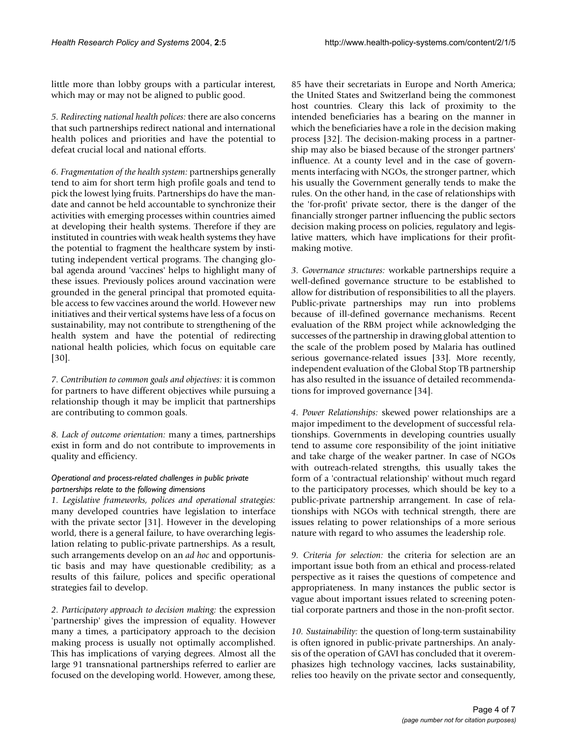little more than lobby groups with a particular interest, which may or may not be aligned to public good.

*5. Redirecting national health polices:* there are also concerns that such partnerships redirect national and international health polices and priorities and have the potential to defeat crucial local and national efforts.

*6. Fragmentation of the health system:* partnerships generally tend to aim for short term high profile goals and tend to pick the lowest lying fruits. Partnerships do have the mandate and cannot be held accountable to synchronize their activities with emerging processes within countries aimed at developing their health systems. Therefore if they are instituted in countries with weak health systems they have the potential to fragment the healthcare system by instituting independent vertical programs. The changing global agenda around 'vaccines' helps to highlight many of these issues. Previously polices around vaccination were grounded in the general principal that promoted equitable access to few vaccines around the world. However new initiatives and their vertical systems have less of a focus on sustainability, may not contribute to strengthening of the health system and have the potential of redirecting national health policies, which focus on equitable care [30].

*7. Contribution to common goals and objectives:* it is common for partners to have different objectives while pursuing a relationship though it may be implicit that partnerships are contributing to common goals.

*8. Lack of outcome orientation:* many a times, partnerships exist in form and do not contribute to improvements in quality and efficiency.

#### *Operational and process-related challenges in public private partnerships relate to the following dimensions*

*1. Legislative frameworks, polices and operational strategies:* many developed countries have legislation to interface with the private sector [31]. However in the developing world, there is a general failure, to have overarching legislation relating to public-private partnerships. As a result, such arrangements develop on an *ad hoc* and opportunistic basis and may have questionable credibility; as a results of this failure, polices and specific operational strategies fail to develop.

*2. Participatory approach to decision making:* the expression 'partnership' gives the impression of equality. However many a times, a participatory approach to the decision making process is usually not optimally accomplished. This has implications of varying degrees. Almost all the large 91 transnational partnerships referred to earlier are focused on the developing world. However, among these, 85 have their secretariats in Europe and North America; the United States and Switzerland being the commonest host countries. Cleary this lack of proximity to the intended beneficiaries has a bearing on the manner in which the beneficiaries have a role in the decision making process [32]. The decision-making process in a partnership may also be biased because of the stronger partners' influence. At a county level and in the case of governments interfacing with NGOs, the stronger partner, which his usually the Government generally tends to make the rules. On the other hand, in the case of relationships with the 'for-profit' private sector, there is the danger of the financially stronger partner influencing the public sectors decision making process on policies, regulatory and legislative matters, which have implications for their profit-making motive.

*3. Governance structures:* workable partnerships require a well-defined governance structure to be established to allow for distribution of responsibilities to all the players. Public-private partnerships may run into problems because of ill-defined governance mechanisms. Recent evaluation of the RBM project while acknowledging the successes of the partnership in drawing global attention to the scale of the problem posed by Malaria has outlined serious governance-related issues [33]. More recently, independent evaluation of the Global Stop TB partnership has also resulted in the issuance of detailed recommendations for improved governance [34].

*4. Power Relationships:* skewed power relationships are a major impediment to the development of successful relationships. Governments in developing countries usually tend to assume core responsibility of the joint initiative and take charge of the weaker partner. In case of NGOs with outreach-related strengths, this usually takes the form of a 'contractual relationship' without much regard to the participatory processes, which should be key to a public-private partnership arrangement. In case of relationships with NGOs with technical strength, there are issues relating to power relationships of a more serious nature with regard to who assumes the leadership role.

*9. Criteria for selection:* the criteria for selection are an important issue both from an ethical and process-related perspective as it raises the questions of competence and appropriateness. In many instances the public sector is vague about important issues related to screening potential corporate partners and those in the non-profit sector.

*10. Sustainability:* the question of long-term sustainability is often ignored in public-private partnerships. An analysis of the operation of GAVI has concluded that it overemphasizes high technology vaccines, lacks sustainability, relies too heavily on the private sector and consequently,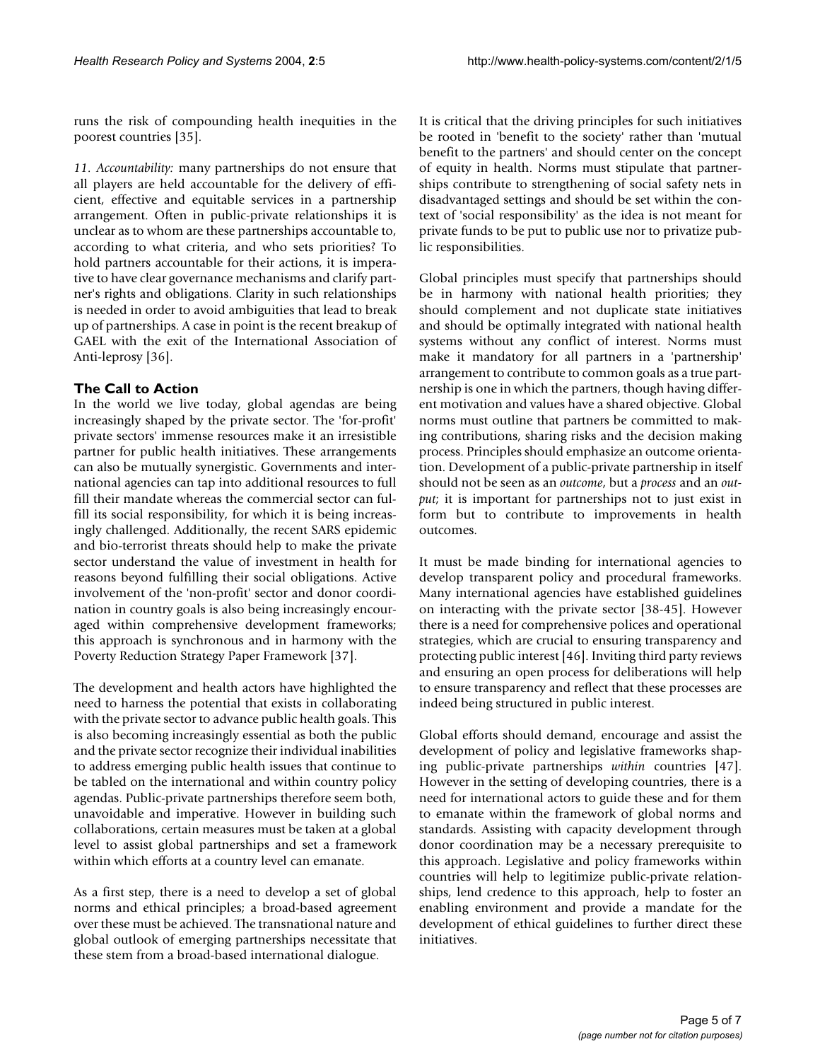runs the risk of compounding health inequities in the poorest countries [35].

*11. Accountability:* many partnerships do not ensure that all players are held accountable for the delivery of efficient, effective and equitable services in a partnership arrangement. Often in public-private relationships it is unclear as to whom are these partnerships accountable to, according to what criteria, and who sets priorities? To hold partners accountable for their actions, it is imperative to have clear governance mechanisms and clarify partner's rights and obligations. Clarity in such relationships is needed in order to avoid ambiguities that lead to break up of partnerships. A case in point is the recent breakup of GAEL with the exit of the International Association of Anti-leprosy [36].

## The Call to Action

In the world we live today, global agendas are being increasingly shaped by the private sector. The 'for-profit' private sectors' immense resources make it an irresistible partner for public health initiatives. These arrangements can also be mutually synergistic. Governments and international agencies can tap into additional resources to full fill their mandate whereas the commercial sector can fulfill its social responsibility, for which it is being increasingly challenged. Additionally, the recent SARS epidemic and bio-terrorist threats should help to make the private sector understand the value of investment in health for reasons beyond fulfilling their social obligations. Active involvement of the 'non-profit' sector and donor coordination in country goals is also being increasingly encouraged within comprehensive development frameworks; this approach is synchronous and in harmony with the Poverty Reduction Strategy Paper Framework [37].

The development and health actors have highlighted the need to harness the potential that exists in collaborating with the private sector to advance public health goals. This is also becoming increasingly essential as both the public and the private sector recognize their individual inabilities to address emerging public health issues that continue to be tabled on the international and within country policy agendas. Public-private partnerships therefore seem both, unavoidable and imperative. However in building such collaborations, certain measures must be taken at a global level to assist global partnerships and set a framework within which efforts at a country level can emanate.

As a first step, there is a need to develop a set of global norms and ethical principles; a broad-based agreement over these must be achieved. The transnational nature and global outlook of emerging partnerships necessitate that these stem from a broad-based international dialogue.

It is critical that the driving principles for such initiatives be rooted in 'benefit to the society' rather than 'mutual benefit to the partners' and should center on the concept of equity in health. Norms must stipulate that partnerships contribute to strengthening of social safety nets in disadvantaged settings and should be set within the context of 'social responsibility' as the idea is not meant for private funds to be put to public use nor to privatize public responsibilities.

Global principles must specify that partnerships should be in harmony with national health priorities; they should complement and not duplicate state initiatives and should be optimally integrated with national health systems without any conflict of interest. Norms must make it mandatory for all partners in a 'partnership' arrangement to contribute to common goals as a true partnership is one in which the partners, though having different motivation and values have a shared objective. Global norms must outline that partners be committed to making contributions, sharing risks and the decision making process. Principles should emphasize an outcome orientation. Development of a public-private partnership in itself should not be seen as an *outcome*, but a *process* and an *output*; it is important for partnerships not to just exist in form but to contribute to improvements in health outcomes.

It must be made binding for international agencies to develop transparent policy and procedural frameworks. Many international agencies have established guidelines on interacting with the private sector [38-45]. However there is a need for comprehensive polices and operational strategies, which are crucial to ensuring transparency and protecting public interest [46]. Inviting third party reviews and ensuring an open process for deliberations will help to ensure transparency and reflect that these processes are indeed being structured in public interest.

Global efforts should demand, encourage and assist the development of policy and legislative frameworks shaping public-private partnerships *within* countries [47]. However in the setting of developing countries, there is a need for international actors to guide these and for them to emanate within the framework of global norms and standards. Assisting with capacity development through donor coordination may be a necessary prerequisite to this approach. Legislative and policy frameworks within countries will help to legitimize public-private relationships, lend credence to this approach, help to foster an enabling environment and provide a mandate for the development of ethical guidelines to further direct these initiatives.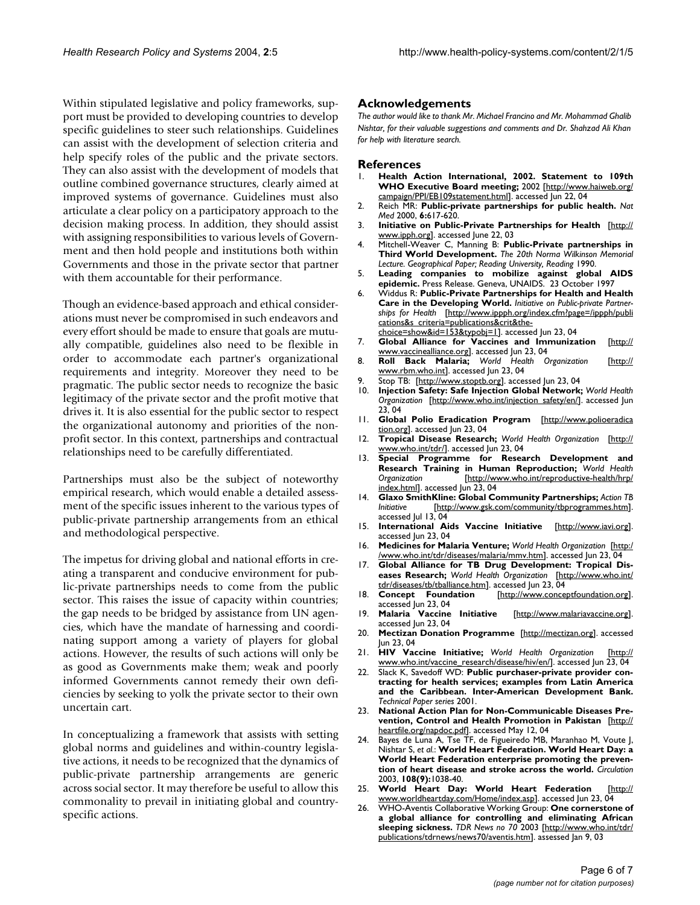Within stipulated legislative and policy frameworks, support must be provided to developing countries to develop specific guidelines to steer such relationships. Guidelines can assist with the development of selection criteria and help specify roles of the public and the private sectors. They can also assist with the development of models that outline combined governance structures, clearly aimed at improved systems of governance. Guidelines must also articulate a clear policy on a participatory approach to the decision making process. In addition, they should assist with assigning responsibilities to various levels of Government and then hold people and institutions both within Governments and those in the private sector that partner with them accountable for their performance.

Though an evidence-based approach and ethical considerations must never be compromised in such endeavors and every effort should be made to ensure that goals are mutually compatible, guidelines also need to be flexible in order to accommodate each partner's organizational requirements and integrity. Moreover they need to be pragmatic. The public sector needs to recognize the basic legitimacy of the private sector and the profit motive that drives it. It is also essential for the public sector to respect the organizational autonomy and priorities of the non-profit sector. In this context, partnerships and contractual relationships need to be carefully differentiated.

Partnerships must also be the subject of noteworthy empirical research, which would enable a detailed assessment of the specific issues inherent to the various types of public-private partnership arrangements from an ethical and methodological perspective.

The impetus for driving global and national efforts in creating a transparent and conducive environment for public-private partnerships needs to come from the public sector. This raises the issue of capacity within countries; the gap needs to be bridged by assistance from UN agencies, which have the mandate of harnessing and coordinating support among a variety of players for global actions. However, the results of such actions will only be as good as Governments make them; weak and poorly informed Governments cannot remedy their own deficiencies by seeking to yolk the private sector to their own uncertain cart.

In conceptualizing a framework that assists with setting global norms and guidelines and within-country legislative actions, it needs to be recognized that the dynamics of public-private partnership arrangements are generic across social sector. It may therefore be useful to allow this commonality to prevail in initiating global and country-specific actions.

## Acknowledgements

*The author would like to thank Mr. Michael Francino and Mr. Mohammad Ghalib Nishtar, for their valuable suggestions and comments and Dr. Shahzad Ali Khan for help with literature search.*

## References

1. **Health Action International, 2002. Statement to 109th WHO Executive Board meeting;** 2002 [http://www.haiweb.org/campaign/PPI/EB109statement.html]. accessed Jun 22, 04
2. Reich MR: **Public-private partnerships for public health.** *Nat Med* 2000, **6:**617-620.
3. **Initiative on Public-Private Partnerships for Health** [http://www.ipph.org]. accessed June 22, 03
4. Mitchell-Weaver C, Manning B: **Public-Private partnerships in Third World Development.** *The 20th Norma Wilkinson Memorial Lecture. Geographical Paper; Reading University, Reading* 1990.
5. **Leading companies to mobilize against global AIDS epidemic.** Press Release. Geneva, UNAIDS. 23 October 1997
6. Widdus R: **Public-Private Partnerships for Health and Health Care in the Developing World.** *Initiative on Public-private Partnerships for Health* [http://www.ippph.org/index.cfm?page=/ippph/publications&s_criteria=publications&crit&the-choice=show&id=153&typobj=1]. accessed Jun 23, 04
7. **Global Alliance for Vaccines and Immunization** [http://www.vaccinealliance.org]. accessed Jun 23, 04
8. **Roll Back Malaria;** *World Health Organization* [http://www.rbm.who.int]. accessed Jun 23, 04
9. Stop TB: [http://www.stoptb.org]. accessed Jun 23, 04
10. **Injection Safety: Safe Injection Global Network;** *World Health Organization* [http://www.who.int/injection_safety/en/]. accessed Jun 23, 04
11. **Global Polio Eradication Program** [http://www.polioeradication.org]. accessed Jun 23, 04
12. **Tropical Disease Research;** *World Health Organization* [http://www.who.int/tdr/]. accessed Jun 23, 04
13. **Special Programme for Research Development and Research Training in Human Reproduction;** *World Health Organization* [http://www.who.int/reproductive-health/hrp/index.html]. accessed Jun 23, 04
14. **Glaxo SmithKline: Global Community Partnerships;** *Action TB Initiative* [http://www.gsk.com/community/tbprogrammes.htm]. accessed Jul 13, 04
15. **International Aids Vaccine Initiative** [http://www.iavi.org]. accessed Jun 23, 04
16. **Medicines for Malaria Venture;** *World Health Organization* [http://www.who.int/tdr/diseases/malaria/mmv.htm]. accessed Jun 23, 04
17. **Global Alliance for TB Drug Development: Tropical Diseases Research;** *World Health Organization* [http://www.who.int/tdr/diseases/tb/tballiance.htm]. accessed Jun 23, 04
18. **Concept Foundation** [http://www.conceptfoundation.org]. accessed Jun 23, 04
19. **Malaria Vaccine Initiative** [http://www.malariavaccine.org]. accessed Jun 23, 04
20. **Mectizan Donation Programme** [http://mectizan.org]. accessed Jun 23, 04
21. **HIV Vaccine Initiative;** *World Health Organization* [http://www.who.int/vaccine_research/disease/hiv/en/]. accessed Jun 23, 04
22. Slack K, Savedoff WD: **Public purchaser-private provider contracting for health services; examples from Latin America and the Caribbean. Inter-American Development Bank.** *Technical Paper series* 2001.
23. **National Action Plan for Non-Communicable Diseases Prevention, Control and Health Promotion in Pakistan** [http://heartfile.org/napdoc.pdf]. accessed May 12, 04
24. Bayes de Luna A, Tse TF, de Figueiredo MB, Maranhao M, Voute J, Nishtar S, *et al.*: **World Heart Federation. World Heart Day: a World Heart Federation enterprise promoting the prevention of heart disease and stroke across the world.** *Circulation* 2003, **108(9):**1038-40.
25. **World Heart Day: World Heart Federation** [http://www.worldheartday.com/Home/index.asp]. accessed Jun 23, 04
26. WHO-Aventis Collaborative Working Group: **One cornerstone of a global alliance for controlling and eliminating African sleeping sickness.** *TDR News no 70* 2003 [http://www.who.int/tdr/publications/tdrnews/news70/aventis.htm]. assessed Jan 9, 03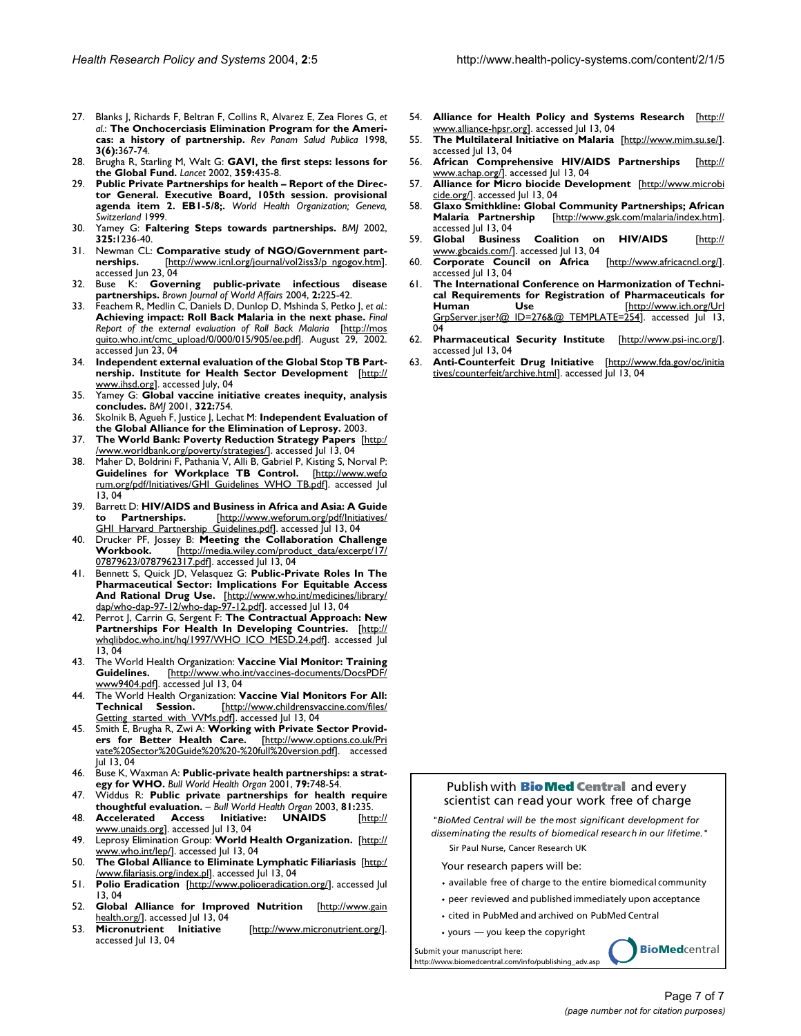27. Blanks J, Richards F, Beltran F, Collins R, Alvarez E, Zea Flores G, *et al.*: **The Onchocerciasis Elimination Program for the Americas: a history of partnership.** *Rev Panam Salud Publica* 1998, **3(6):**367-74.
28. Brugha R, Starling M, Walt G: **GAVI, the first steps: lessons for the Global Fund.** *Lancet* 2002, **359:**435-8.
29. **Public Private Partnerships for health – Report of the Director General. Executive Board, 105th session. provisional agenda item 2. EB1-5/8;.** *World Health Organization; Geneva, Switzerland* 1999.
30. Yamey G: **Faltering Steps towards partnerships.** *BMJ* 2002, **325:**1236-40.
31. Newman CL: **Comparative study of NGO/Government partnerships.** [http://www.icnl.org/journal/vol2iss3/p_ngogov.htm]. accessed Jun 23, 04
32. Buse K: **Governing public-private infectious disease partnerships.** *Brown Journal of World Affairs* 2004, **2:**225-42.
33. Feachem R, Medlin C, Daniels D, Dunlop D, Mshinda S, Petko J, *et al.*: **Achieving impact: Roll Back Malaria in the next phase.** *Final Report of the external evaluation of Roll Back Malaria* [http://mosquito.who.int/cmc_upload/0/000/015/905/ee.pdf]. August 29, 2002. accessed Jun 23, 04
34. **Independent external evaluation of the Global Stop TB Partnership. Institute for Health Sector Development** [http://www.ihsd.org]. accessed July, 04
35. Yamey G: **Global vaccine initiative creates inequity, analysis concludes.** *BMJ* 2001, **322:**754.
36. Skolnik B, Agueh F, Justice J, Lechat M: **Independent Evaluation of the Global Alliance for the Elimination of Leprosy.** 2003.
37. **The World Bank: Poverty Reduction Strategy Papers** [http://www.worldbank.org/poverty/strategies/]. accessed Jul 13, 04
38. Maher D, Boldrini F, Pathania V, Alli B, Gabriel P, Kisting S, Norval P: **Guidelines for Workplace TB Control.** [http://www.weforum.org/pdf/Initiatives/GHI_Guidelines_WHO_TB.pdf]. accessed Jul 13, 04
39. Barrett D: **HIV/AIDS and Business in Africa and Asia: A Guide to Partnerships.** [http://www.weforum.org/pdf/Initiatives/GHI_Harvard_Partnership_Guidelines.pdf]. accessed Jul 13, 04
40. Drucker PF, Jossey B: **Meeting the Collaboration Challenge Workbook.** [http://media.wiley.com/product_data/excerpt/17/07879623/0787962317.pdf]. accessed Jul 13, 04
41. Bennett S, Quick JD, Velasquez G: **Public-Private Roles In The Pharmaceutical Sector: Implications For Equitable Access And Rational Drug Use.** [http://www.who.int/medicines/library/dap/who-dap-97-12/who-dap-97-12.pdf]. accessed Jul 13, 04
42. Perrot J, Carrin G, Sergent F: **The Contractual Approach: New Partnerships For Health In Developing Countries.** [http://whqlibdoc.who.int/hq/1997/WHO_ICO_MESD.24.pdf]. accessed Jul 13, 04
43. The World Health Organization: **Vaccine Vial Monitor: Training Guidelines.** [http://www.who.int/vaccines-documents/DocsPDF/www9404.pdf]. accessed Jul 13, 04
44. The World Health Organization: **Vaccine Vial Monitors For All: Technical Session.** [http://www.childrensvaccine.com/files/Getting_started_with_VVMs.pdf]. accessed Jul 13, 04
45. Smith E, Brugha R, Zwi A: **Working with Private Sector Providers for Better Health Care.** [http://www.options.co.uk/Private%20Sector%20Guide%20%20-%20full%20version.pdf]. accessed Jul 13, 04
46. Buse K, Waxman A: **Public-private health partnerships: a strategy for WHO.** *Bull World Health Organ* 2001, **79:**748-54.
47. Widdus R: **Public private partnerships for health require thoughtful evaluation.** – *Bull World Health Organ* 2003, **81:**235.
48. **Accelerated Access Initiative: UNAIDS** [http://www.unaids.org]. accessed Jul 13, 04
49. Leprosy Elimination Group: **World Health Organization.** [http://www.who.int/lep/]. accessed Jul 13, 04
50. **The Global Alliance to Eliminate Lymphatic Filiariasis** [http://www.filariasis.org/index.pl]. accessed Jul 13, 04
51. **Polio Eradication** [http://www.polioeradication.org/]. accessed Jul 13, 04
52. **Global Alliance for Improved Nutrition** [http://www.gainhealth.org/]. accessed Jul 13, 04
53. **Micronutrient Initiative** [http://www.micronutrient.org/]. accessed Jul 13, 04
54. **Alliance for Health Policy and Systems Research** [http://www.alliance-hpsr.org]. accessed Jul 13, 04
55. **The Multilateral Initiative on Malaria** [http://www.mim.su.se/]. accessed Jul 13, 04
56. **African Comprehensive HIV/AIDS Partnerships** [http://www.achap.org/]. accessed Jul 13, 04
57. **Alliance for Micro biocide Development** [http://www.microbicide.org/]. accessed Jul 13, 04
58. **Glaxo Smithkline: Global Community Partnerships; African Malaria Partnership** [http://www.gsk.com/malaria/index.htm]. accessed Jul 13, 04
59. **Global Business Coalition on HIV/AIDS** [http://www.gbcaids.com/]. accessed Jul 13, 04
60. **Corporate Council on Africa** [http://www.africacncl.org/]. accessed Jul 13, 04
61. **The International Conference on Harmonization of Technical Requirements for Registration of Pharmaceuticals for Human Use** [http://www.ich.org/UrlGrpServer.jser?@_ID=276&@_TEMPLATE=254]. accessed Jul 13, 04
62. **Pharmaceutical Security Institute** [http://www.psi-inc.org/]. accessed Jul 13, 04
63. **Anti-Counterfeit Drug Initiative** [http://www.fda.gov/oc/initiatives/counterfeit/archive.html]. accessed Jul 13, 04

Publish with **BioMed Central** and every scientist can read your work free of charge

*"BioMed Central will be the most significant development for disseminating the results of biomedical research in our lifetime."*

Sir Paul Nurse, Cancer Research UK

Your research papers will be:

- available free of charge to the entire biomedical community
- peer reviewed and published immediately upon acceptance
- cited in PubMed and archived on PubMed Central
- yours — you keep the copyright

Submit your manuscript here:
http://www.biomedcentral.com/info/publishing_adv.asp

BioMedcentral